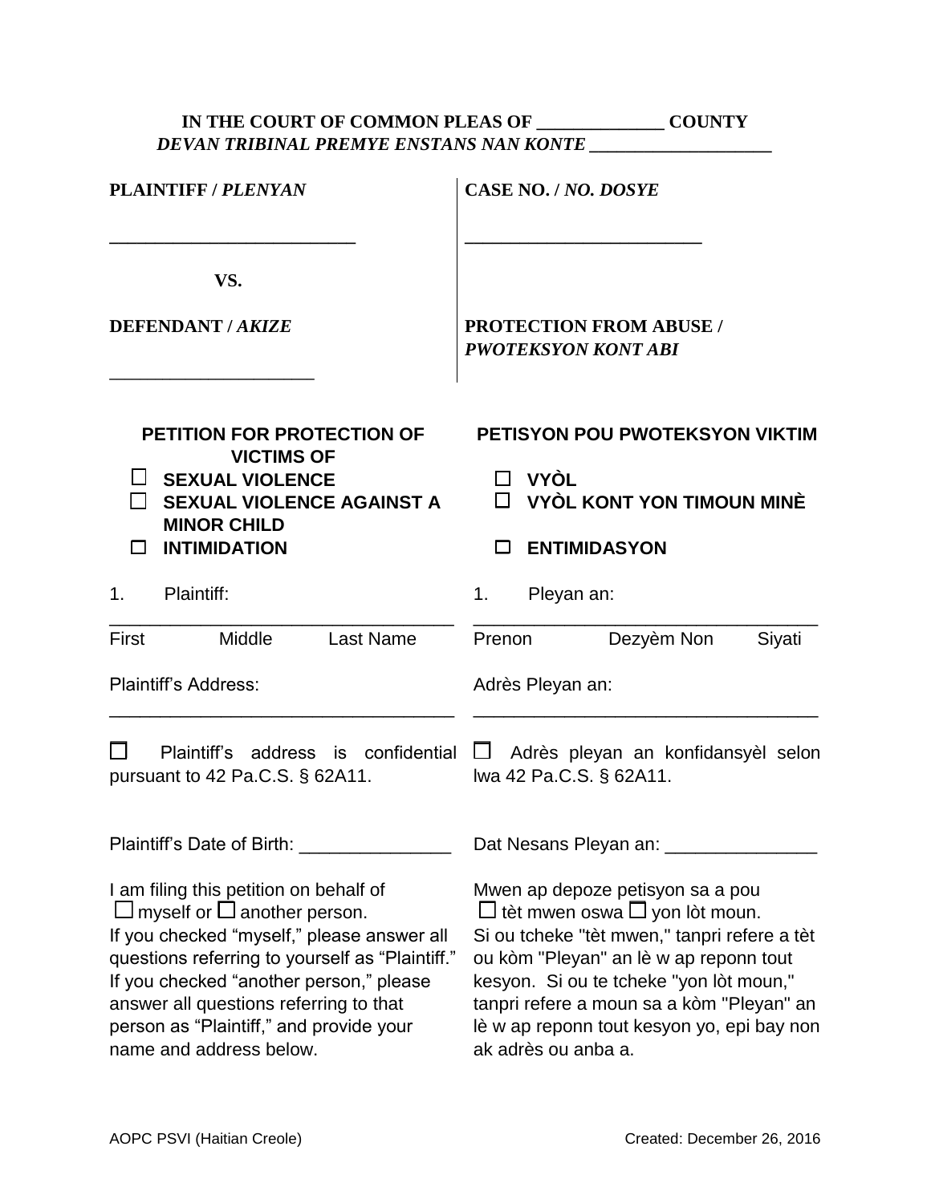**IN THE COURT OF COMMON PLEAS OF _____________ COUNTY**
***DEVAN TRIBINAL PREMYE ENSTANS NAN KONTE ___________________***

| | |
|---|---|
| **PLAINTIFF /** ***PLENYAN*** | **CASE NO. /** ***NO. DOSYE*** |
| _________________________ | ________________________ |
| **VS.** | |
| **DEFENDANT /** ***AKIZE*** | **PROTECTION FROM ABUSE /** ***PWOTEKSYON KONT ABI*** |
| _____________________ | |

**PETITION FOR PROTECTION OF VICTIMS OF**

- ☐ **SEXUAL VIOLENCE**
- ☐ **SEXUAL VIOLENCE AGAINST A MINOR CHILD**
- ☐ **INTIMIDATION**

**PETISYON POU PWOTEKSYON VIKTIM**

- ☐ **VYÒL**
- ☐ **VYÒL KONT YON TIMOUN MINÈ**
- ☐ **ENTIMIDASYON**

1. Plaintiff:

__________________________________
First Middle Last Name

1. Pleyan an:

__________________________________
Prenon Dezyèm Non Siyati

Plaintiff's Address:
__________________________________

Adrès Pleyan an:
__________________________________

☐ Plaintiff's address is confidential pursuant to 42 Pa.C.S. § 62A11.

☐ Adrès pleyan an konfidansyèl selon lwa 42 Pa.C.S. § 62A11.

Plaintiff's Date of Birth: _______________

Dat Nesans Pleyan an: _______________

I am filing this petition on behalf of ☐ myself or ☐ another person. If you checked "myself," please answer all questions referring to yourself as "Plaintiff." If you checked "another person," please answer all questions referring to that person as "Plaintiff," and provide your name and address below.

Mwen ap depoze petisyon sa a pou ☐ tèt mwen oswa ☐ yon lòt moun. Si ou tcheke "tèt mwen," tanpri refere a tèt ou kòm "Pleyan" an lè w ap reponn tout kesyon. Si ou te tcheke "yon lòt moun," tanpri refere a moun sa a kòm "Pleyan" an lè w ap reponn tout kesyon yo, epi bay non ak adrès ou anba a.

AOPC PSVI (Haitian Creole) Created: December 26, 2016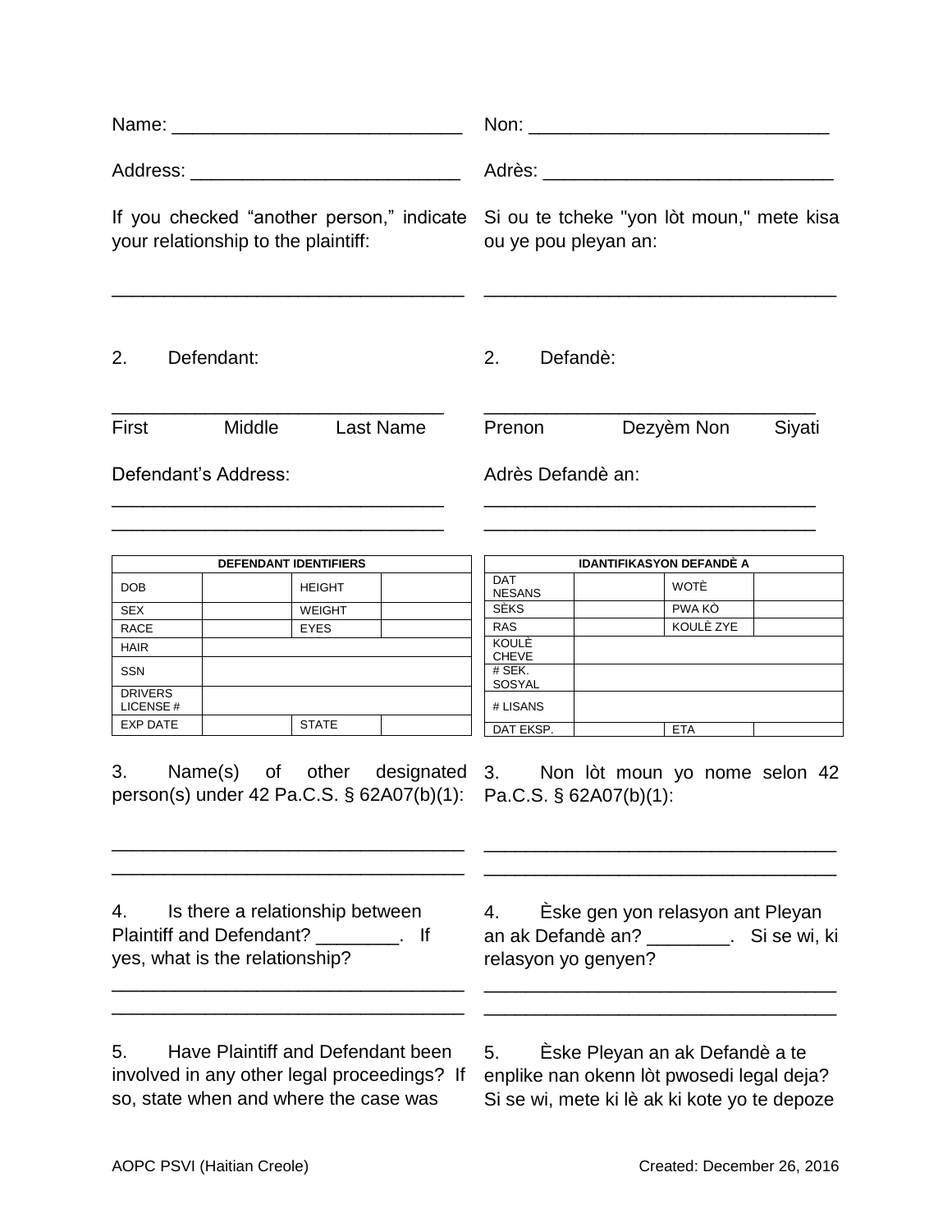Name: ___________________________

Address: _________________________

If you checked "another person," indicate your relationship to the plaintiff:

_________________________________

Non: ____________________________

Adrès: ___________________________

Si ou te tcheke "yon lòt moun," mete kisa ou ye pou pleyan an:

_________________________________

2. Defendant:

_______________________________
First Middle Last Name

2. Defandè:

_______________________________
Prenon Dezyèm Non Siyati

Defendant's Address:

_______________________________
_______________________________

Adrès Defandè an:

_______________________________
_______________________________

| DEFENDANT IDENTIFIERS | | | |
|---|---|---|---|
| DOB | | HEIGHT | |
| SEX | | WEIGHT | |
| RACE | | EYES | |
| HAIR | | | |
| SSN | | | |
| DRIVERS LICENSE # | | | |
| EXP DATE | | STATE | |

| IDANTIFIKASYON DEFANDÈ A | | | |
|---|---|---|---|
| DAT NESANS | | WOTÈ | |
| SÈKS | | PWA KÒ | |
| RAS | | KOULÈ ZYE | |
| KOULÈ CHEVE | | | |
| # SEK. SOSYAL | | | |
| # LISANS | | | |
| DAT EKSP. | | ETA | |

3. Name(s) of other designated person(s) under 42 Pa.C.S. § 62A07(b)(1):

_________________________________
_________________________________

3. Non lòt moun yo nome selon 42 Pa.C.S. § 62A07(b)(1):

_________________________________
_________________________________

4. Is there a relationship between Plaintiff and Defendant? ________. If yes, what is the relationship?

_________________________________
_________________________________

4. Èske gen yon relasyon ant Pleyan an ak Defandè an? ________. Si se wi, ki relasyon yo genyen?

_________________________________
_________________________________

5. Have Plaintiff and Defendant been involved in any other legal proceedings? If so, state when and where the case was

5. Èske Pleyan an ak Defandè a te enplike nan okenn lòt pwosedi legal deja? Si se wi, mete ki lè ak ki kote yo te depoze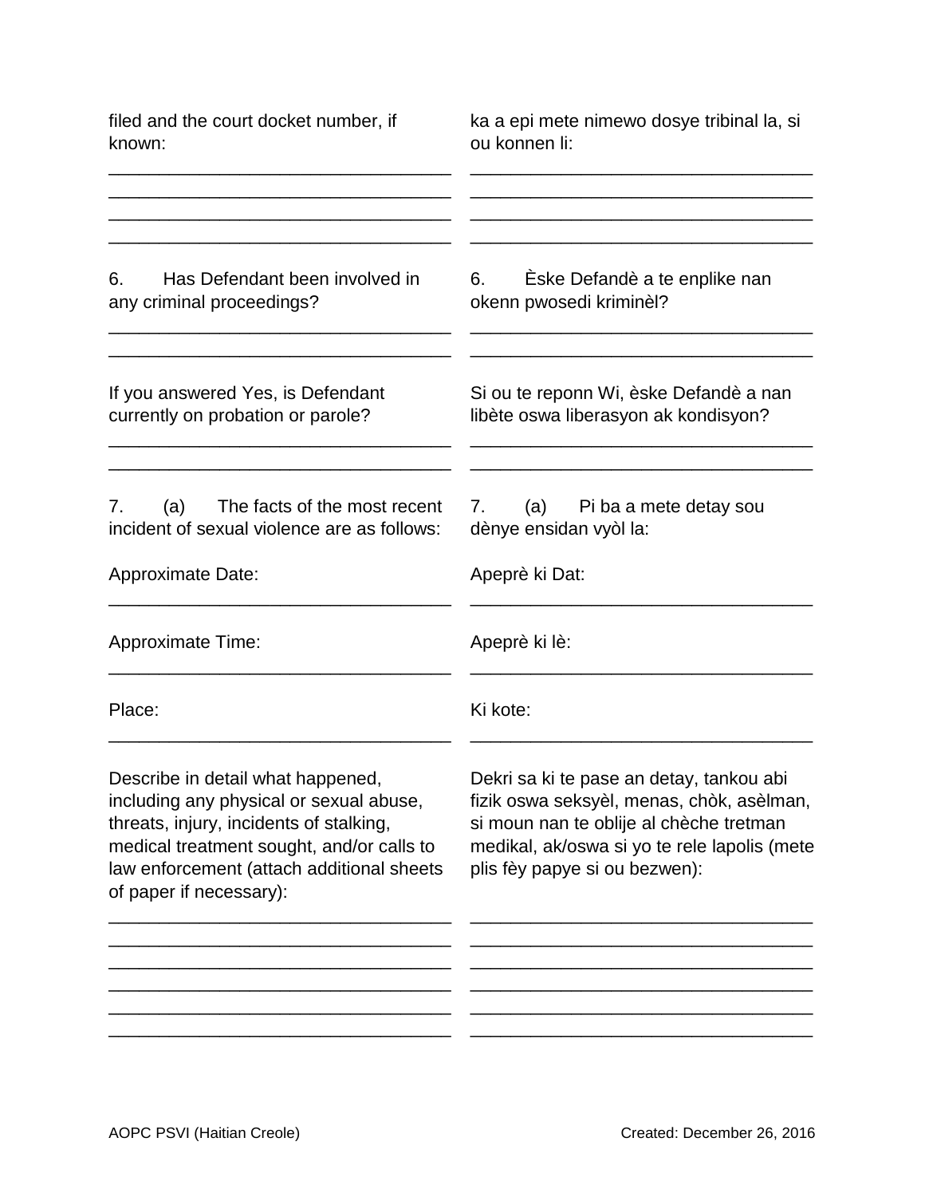filed and the court docket number, if known:

\_\_\_\_\_\_\_\_\_\_\_\_\_\_\_\_\_\_\_\_\_\_\_\_\_\_\_\_\_\_\_\_\_\_\_\_
\_\_\_\_\_\_\_\_\_\_\_\_\_\_\_\_\_\_\_\_\_\_\_\_\_\_\_\_\_\_\_\_\_\_\_\_
\_\_\_\_\_\_\_\_\_\_\_\_\_\_\_\_\_\_\_\_\_\_\_\_\_\_\_\_\_\_\_\_\_\_\_\_
\_\_\_\_\_\_\_\_\_\_\_\_\_\_\_\_\_\_\_\_\_\_\_\_\_\_\_\_\_\_\_\_\_\_\_\_

ka a epi mete nimewo dosye tribinal la, si ou konnen li:

\_\_\_\_\_\_\_\_\_\_\_\_\_\_\_\_\_\_\_\_\_\_\_\_\_\_\_\_\_\_\_\_\_\_\_\_
\_\_\_\_\_\_\_\_\_\_\_\_\_\_\_\_\_\_\_\_\_\_\_\_\_\_\_\_\_\_\_\_\_\_\_\_
\_\_\_\_\_\_\_\_\_\_\_\_\_\_\_\_\_\_\_\_\_\_\_\_\_\_\_\_\_\_\_\_\_\_\_\_
\_\_\_\_\_\_\_\_\_\_\_\_\_\_\_\_\_\_\_\_\_\_\_\_\_\_\_\_\_\_\_\_\_\_\_\_

6. Has Defendant been involved in any criminal proceedings?

\_\_\_\_\_\_\_\_\_\_\_\_\_\_\_\_\_\_\_\_\_\_\_\_\_\_\_\_\_\_\_\_\_\_\_\_
\_\_\_\_\_\_\_\_\_\_\_\_\_\_\_\_\_\_\_\_\_\_\_\_\_\_\_\_\_\_\_\_\_\_\_\_

6. Èske Defandè a te enplike nan okenn pwosedi kriminèl?

\_\_\_\_\_\_\_\_\_\_\_\_\_\_\_\_\_\_\_\_\_\_\_\_\_\_\_\_\_\_\_\_\_\_\_\_
\_\_\_\_\_\_\_\_\_\_\_\_\_\_\_\_\_\_\_\_\_\_\_\_\_\_\_\_\_\_\_\_\_\_\_\_

If you answered Yes, is Defendant currently on probation or parole?

\_\_\_\_\_\_\_\_\_\_\_\_\_\_\_\_\_\_\_\_\_\_\_\_\_\_\_\_\_\_\_\_\_\_\_\_
\_\_\_\_\_\_\_\_\_\_\_\_\_\_\_\_\_\_\_\_\_\_\_\_\_\_\_\_\_\_\_\_\_\_\_\_

Si ou te reponn Wi, èske Defandè a nan libète oswa liberasyon ak kondisyon?

\_\_\_\_\_\_\_\_\_\_\_\_\_\_\_\_\_\_\_\_\_\_\_\_\_\_\_\_\_\_\_\_\_\_\_\_
\_\_\_\_\_\_\_\_\_\_\_\_\_\_\_\_\_\_\_\_\_\_\_\_\_\_\_\_\_\_\_\_\_\_\_\_

7. (a) The facts of the most recent incident of sexual violence are as follows:

Approximate Date:

\_\_\_\_\_\_\_\_\_\_\_\_\_\_\_\_\_\_\_\_\_\_\_\_\_\_\_\_\_\_\_\_\_\_\_\_

Approximate Time:

\_\_\_\_\_\_\_\_\_\_\_\_\_\_\_\_\_\_\_\_\_\_\_\_\_\_\_\_\_\_\_\_\_\_\_\_

Place:

\_\_\_\_\_\_\_\_\_\_\_\_\_\_\_\_\_\_\_\_\_\_\_\_\_\_\_\_\_\_\_\_\_\_\_\_

Describe in detail what happened, including any physical or sexual abuse, threats, injury, incidents of stalking, medical treatment sought, and/or calls to law enforcement (attach additional sheets of paper if necessary):

\_\_\_\_\_\_\_\_\_\_\_\_\_\_\_\_\_\_\_\_\_\_\_\_\_\_\_\_\_\_\_\_\_\_\_\_
\_\_\_\_\_\_\_\_\_\_\_\_\_\_\_\_\_\_\_\_\_\_\_\_\_\_\_\_\_\_\_\_\_\_\_\_
\_\_\_\_\_\_\_\_\_\_\_\_\_\_\_\_\_\_\_\_\_\_\_\_\_\_\_\_\_\_\_\_\_\_\_\_
\_\_\_\_\_\_\_\_\_\_\_\_\_\_\_\_\_\_\_\_\_\_\_\_\_\_\_\_\_\_\_\_\_\_\_\_
\_\_\_\_\_\_\_\_\_\_\_\_\_\_\_\_\_\_\_\_\_\_\_\_\_\_\_\_\_\_\_\_\_\_\_\_
\_\_\_\_\_\_\_\_\_\_\_\_\_\_\_\_\_\_\_\_\_\_\_\_\_\_\_\_\_\_\_\_\_\_\_\_

7. (a) Pi ba a mete detay sou dènye ensidan vyòl la:

Apeprè ki Dat:

\_\_\_\_\_\_\_\_\_\_\_\_\_\_\_\_\_\_\_\_\_\_\_\_\_\_\_\_\_\_\_\_\_\_\_\_

Apeprè ki lè:

\_\_\_\_\_\_\_\_\_\_\_\_\_\_\_\_\_\_\_\_\_\_\_\_\_\_\_\_\_\_\_\_\_\_\_\_

Ki kote:

\_\_\_\_\_\_\_\_\_\_\_\_\_\_\_\_\_\_\_\_\_\_\_\_\_\_\_\_\_\_\_\_\_\_\_\_

Dekri sa ki te pase an detay, tankou abi fizik oswa seksyèl, menas, chòk, asèlman, si moun nan te oblije al chèche tretman medikal, ak/oswa si yo te rele lapolis (mete plis fèy papye si ou bezwen):

\_\_\_\_\_\_\_\_\_\_\_\_\_\_\_\_\_\_\_\_\_\_\_\_\_\_\_\_\_\_\_\_\_\_\_\_
\_\_\_\_\_\_\_\_\_\_\_\_\_\_\_\_\_\_\_\_\_\_\_\_\_\_\_\_\_\_\_\_\_\_\_\_
\_\_\_\_\_\_\_\_\_\_\_\_\_\_\_\_\_\_\_\_\_\_\_\_\_\_\_\_\_\_\_\_\_\_\_\_
\_\_\_\_\_\_\_\_\_\_\_\_\_\_\_\_\_\_\_\_\_\_\_\_\_\_\_\_\_\_\_\_\_\_\_\_
\_\_\_\_\_\_\_\_\_\_\_\_\_\_\_\_\_\_\_\_\_\_\_\_\_\_\_\_\_\_\_\_\_\_\_\_
\_\_\_\_\_\_\_\_\_\_\_\_\_\_\_\_\_\_\_\_\_\_\_\_\_\_\_\_\_\_\_\_\_\_\_\_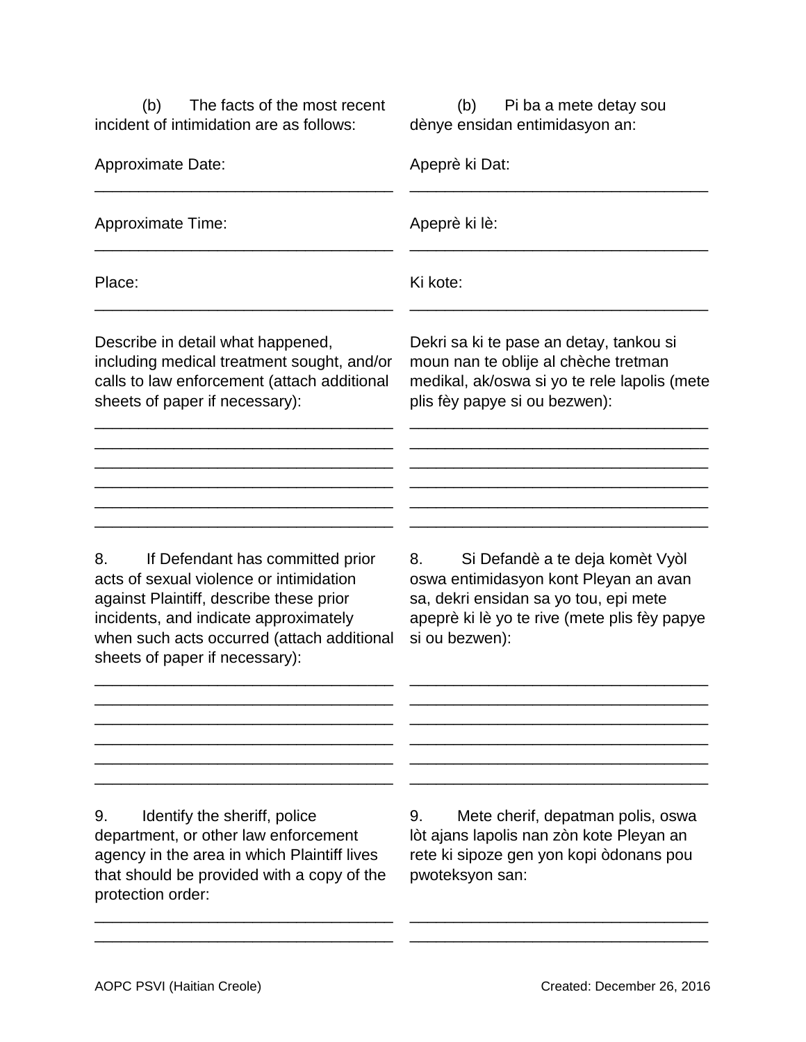(b) The facts of the most recent incident of intimidation are as follows:

Approximate Date:
\_\_\_\_\_\_\_\_\_\_\_\_\_\_\_\_\_\_\_\_\_\_\_\_\_\_\_\_\_\_\_\_\_\_

Approximate Time:
\_\_\_\_\_\_\_\_\_\_\_\_\_\_\_\_\_\_\_\_\_\_\_\_\_\_\_\_\_\_\_\_\_\_

Place:
\_\_\_\_\_\_\_\_\_\_\_\_\_\_\_\_\_\_\_\_\_\_\_\_\_\_\_\_\_\_\_\_\_\_

Describe in detail what happened, including medical treatment sought, and/or calls to law enforcement (attach additional sheets of paper if necessary):

\_\_\_\_\_\_\_\_\_\_\_\_\_\_\_\_\_\_\_\_\_\_\_\_\_\_\_\_\_\_\_\_\_\_
\_\_\_\_\_\_\_\_\_\_\_\_\_\_\_\_\_\_\_\_\_\_\_\_\_\_\_\_\_\_\_\_\_\_
\_\_\_\_\_\_\_\_\_\_\_\_\_\_\_\_\_\_\_\_\_\_\_\_\_\_\_\_\_\_\_\_\_\_
\_\_\_\_\_\_\_\_\_\_\_\_\_\_\_\_\_\_\_\_\_\_\_\_\_\_\_\_\_\_\_\_\_\_
\_\_\_\_\_\_\_\_\_\_\_\_\_\_\_\_\_\_\_\_\_\_\_\_\_\_\_\_\_\_\_\_\_\_
\_\_\_\_\_\_\_\_\_\_\_\_\_\_\_\_\_\_\_\_\_\_\_\_\_\_\_\_\_\_\_\_\_\_

(b) Pi ba a mete detay sou dènye ensidan entimidasyon an:

Apeprè ki Dat:
\_\_\_\_\_\_\_\_\_\_\_\_\_\_\_\_\_\_\_\_\_\_\_\_\_\_\_\_\_\_\_\_\_\_

Apeprè ki lè:
\_\_\_\_\_\_\_\_\_\_\_\_\_\_\_\_\_\_\_\_\_\_\_\_\_\_\_\_\_\_\_\_\_\_

Ki kote:
\_\_\_\_\_\_\_\_\_\_\_\_\_\_\_\_\_\_\_\_\_\_\_\_\_\_\_\_\_\_\_\_\_\_

Dekri sa ki te pase an detay, tankou si moun nan te oblije al chèche tretman medikal, ak/oswa si yo te rele lapolis (mete plis fèy papye si ou bezwen):

\_\_\_\_\_\_\_\_\_\_\_\_\_\_\_\_\_\_\_\_\_\_\_\_\_\_\_\_\_\_\_\_\_\_
\_\_\_\_\_\_\_\_\_\_\_\_\_\_\_\_\_\_\_\_\_\_\_\_\_\_\_\_\_\_\_\_\_\_
\_\_\_\_\_\_\_\_\_\_\_\_\_\_\_\_\_\_\_\_\_\_\_\_\_\_\_\_\_\_\_\_\_\_
\_\_\_\_\_\_\_\_\_\_\_\_\_\_\_\_\_\_\_\_\_\_\_\_\_\_\_\_\_\_\_\_\_\_
\_\_\_\_\_\_\_\_\_\_\_\_\_\_\_\_\_\_\_\_\_\_\_\_\_\_\_\_\_\_\_\_\_\_
\_\_\_\_\_\_\_\_\_\_\_\_\_\_\_\_\_\_\_\_\_\_\_\_\_\_\_\_\_\_\_\_\_\_

8. If Defendant has committed prior acts of sexual violence or intimidation against Plaintiff, describe these prior incidents, and indicate approximately when such acts occurred (attach additional sheets of paper if necessary):

\_\_\_\_\_\_\_\_\_\_\_\_\_\_\_\_\_\_\_\_\_\_\_\_\_\_\_\_\_\_\_\_\_\_
\_\_\_\_\_\_\_\_\_\_\_\_\_\_\_\_\_\_\_\_\_\_\_\_\_\_\_\_\_\_\_\_\_\_
\_\_\_\_\_\_\_\_\_\_\_\_\_\_\_\_\_\_\_\_\_\_\_\_\_\_\_\_\_\_\_\_\_\_
\_\_\_\_\_\_\_\_\_\_\_\_\_\_\_\_\_\_\_\_\_\_\_\_\_\_\_\_\_\_\_\_\_\_
\_\_\_\_\_\_\_\_\_\_\_\_\_\_\_\_\_\_\_\_\_\_\_\_\_\_\_\_\_\_\_\_\_\_
\_\_\_\_\_\_\_\_\_\_\_\_\_\_\_\_\_\_\_\_\_\_\_\_\_\_\_\_\_\_\_\_\_\_

8. Si Defandè a te deja komèt Vyòl oswa entimidasyon kont Pleyan an avan sa, dekri ensidan sa yo tou, epi mete apeprè ki lè yo te rive (mete plis fèy papye si ou bezwen):

\_\_\_\_\_\_\_\_\_\_\_\_\_\_\_\_\_\_\_\_\_\_\_\_\_\_\_\_\_\_\_\_\_\_
\_\_\_\_\_\_\_\_\_\_\_\_\_\_\_\_\_\_\_\_\_\_\_\_\_\_\_\_\_\_\_\_\_\_
\_\_\_\_\_\_\_\_\_\_\_\_\_\_\_\_\_\_\_\_\_\_\_\_\_\_\_\_\_\_\_\_\_\_
\_\_\_\_\_\_\_\_\_\_\_\_\_\_\_\_\_\_\_\_\_\_\_\_\_\_\_\_\_\_\_\_\_\_
\_\_\_\_\_\_\_\_\_\_\_\_\_\_\_\_\_\_\_\_\_\_\_\_\_\_\_\_\_\_\_\_\_\_
\_\_\_\_\_\_\_\_\_\_\_\_\_\_\_\_\_\_\_\_\_\_\_\_\_\_\_\_\_\_\_\_\_\_

9. Identify the sheriff, police department, or other law enforcement agency in the area in which Plaintiff lives that should be provided with a copy of the protection order:

\_\_\_\_\_\_\_\_\_\_\_\_\_\_\_\_\_\_\_\_\_\_\_\_\_\_\_\_\_\_\_\_\_\_
\_\_\_\_\_\_\_\_\_\_\_\_\_\_\_\_\_\_\_\_\_\_\_\_\_\_\_\_\_\_\_\_\_\_

9. Mete cherif, depatman polis, oswa lòt ajans lapolis nan zòn kote Pleyan an rete ki sipoze gen yon kopi òdonans pou pwoteksyon san:

\_\_\_\_\_\_\_\_\_\_\_\_\_\_\_\_\_\_\_\_\_\_\_\_\_\_\_\_\_\_\_\_\_\_
\_\_\_\_\_\_\_\_\_\_\_\_\_\_\_\_\_\_\_\_\_\_\_\_\_\_\_\_\_\_\_\_\_\_

AOPC PSVI (Haitian Creole) Created: December 26, 2016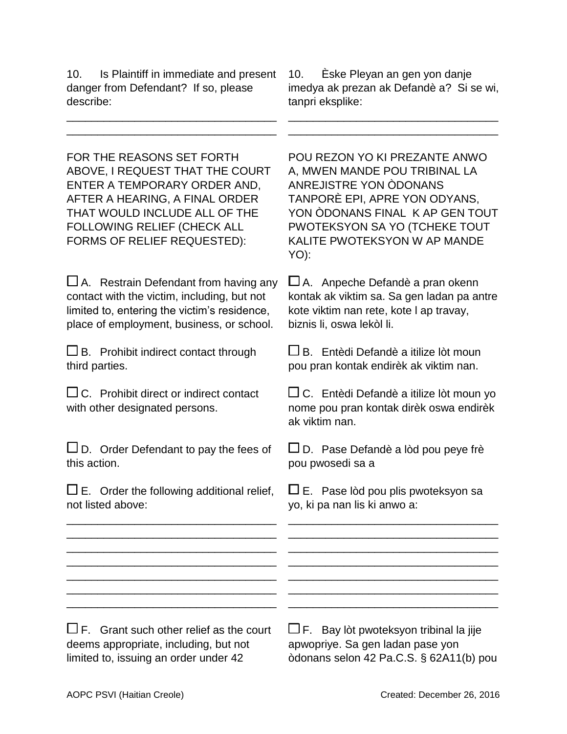10. Is Plaintiff in immediate and present danger from Defendant? If so, please describe:

__________________________________

__________________________________

10. Èske Pleyan an gen yon danje imedya ak prezan ak Defandè a? Si se wi, tanpri eksplike:

__________________________________

__________________________________

FOR THE REASONS SET FORTH ABOVE, I REQUEST THAT THE COURT ENTER A TEMPORARY ORDER AND, AFTER A HEARING, A FINAL ORDER THAT WOULD INCLUDE ALL OF THE FOLLOWING RELIEF (CHECK ALL FORMS OF RELIEF REQUESTED):

POU REZON YO KI PREZANTE ANWO A, MWEN MANDE POU TRIBINAL LA ANREJISTRE YON ÒDONANS TANPORÈ EPI, APRE YON ODYANS, YON ÒDONANS FINAL K AP GEN TOUT PWOTEKSYON SA YO (TCHEKE TOUT KALITE PWOTEKSYON W AP MANDE YO):

☐ A. Restrain Defendant from having any contact with the victim, including, but not limited to, entering the victim's residence, place of employment, business, or school.

☐ A. Anpeche Defandè a pran okenn kontak ak viktim sa. Sa gen ladan pa antre kote viktim nan rete, kote l ap travay, biznis li, oswa lekòl li.

☐ B. Prohibit indirect contact through third parties.

☐ B. Entèdi Defandè a itilize lòt moun pou pran kontak endirèk ak viktim nan.

☐ C. Prohibit direct or indirect contact with other designated persons.

☐ C. Entèdi Defandè a itilize lòt moun yo nome pou pran kontak dirèk oswa endirèk ak viktim nan.

☐ D. Order Defendant to pay the fees of this action.

☐ D. Pase Defandè a lòd pou peye frè pou pwosedi sa a

☐ E. Order the following additional relief, not listed above:

__________________________________

__________________________________

__________________________________

__________________________________

__________________________________

__________________________________

__________________________________

☐ E. Pase lòd pou plis pwoteksyon sa yo, ki pa nan lis ki anwo a:

__________________________________

__________________________________

__________________________________

__________________________________

__________________________________

__________________________________

__________________________________

☐ F. Grant such other relief as the court deems appropriate, including, but not limited to, issuing an order under 42

☐ F. Bay lòt pwoteksyon tribinal la jije apwopriye. Sa gen ladan pase yon òdonans selon 42 Pa.C.S. § 62A11(b) pou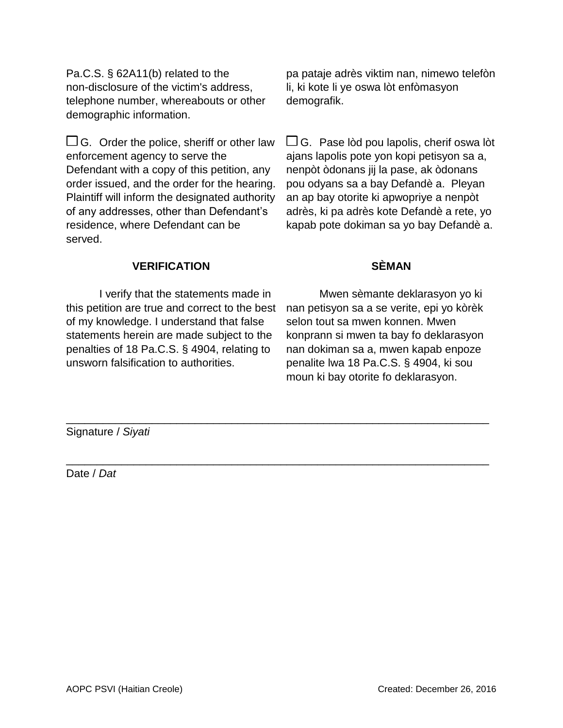Pa.C.S. § 62A11(b) related to the non-disclosure of the victim's address, telephone number, whereabouts or other demographic information.

pa pataje adrès viktim nan, nimewo telefòn li, ki kote li ye oswa lòt enfòmasyon demografik.

☐ G. Order the police, sheriff or other law enforcement agency to serve the Defendant with a copy of this petition, any order issued, and the order for the hearing. Plaintiff will inform the designated authority of any addresses, other than Defendant's residence, where Defendant can be served.

☐ G. Pase lòd pou lapolis, cherif oswa lòt ajans lapolis pote yon kopi petisyon sa a, nenpòt òdonans jij la pase, ak òdonans pou odyans sa a bay Defandè a. Pleyan an ap bay otorite ki apwopriye a nenpòt adrès, ki pa adrès kote Defandè a rete, yo kapab pote dokiman sa yo bay Defandè a.

**VERIFICATION**

I verify that the statements made in this petition are true and correct to the best of my knowledge. I understand that false statements herein are made subject to the penalties of 18 Pa.C.S. § 4904, relating to unsworn falsification to authorities.

**SÈMAN**

Mwen sèmante deklarasyon yo ki nan petisyon sa a se verite, epi yo kòrèk selon tout sa mwen konnen. Mwen konprann si mwen ta bay fo deklarasyon nan dokiman sa a, mwen kapab enpoze penalite lwa 18 Pa.C.S. § 4904, ki sou moun ki bay otorite fo deklarasyon.

_______________________________________________________________

Signature / *Siyati*

_______________________________________________________________

Date / *Dat*

AOPC PSVI (Haitian Creole) Created: December 26, 2016